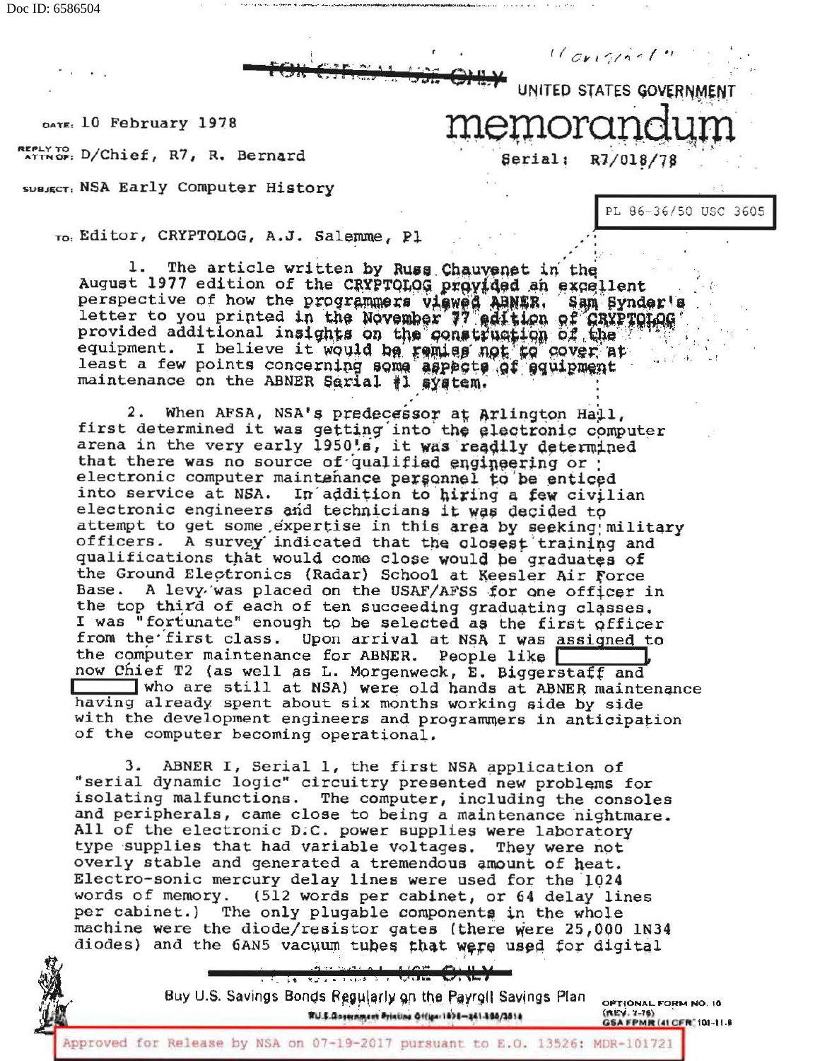~~FOR OFFICIAL USE ONLY~~

UNITED STATES GOVERNMENT

# memorandum

DATE: 10 February 1978

Serial: R7/018/78

REPLY TO ATTN OF: D/Chief, R7, R. Bernard

SUBJECT: NSA Early Computer History

PL 86-36/50 USC 3605

TO: Editor, CRYPTOLOG, A.J. Salemme, P1

1. The article written by Russ Chauvenet in the August 1977 edition of the CRYPTOLOG provided an excellent perspective of how the programmers viewed ABNER. Sam Synder's letter to you printed in the November 77 edition of CRYPTOLOG provided additional insights on the construction of the equipment. I believe it would be remiss not to cover at least a few points concerning some aspects of equipment maintenance on the ABNER Serial #1 system.

2. When AFSA, NSA's predecessor at Arlington Hall, first determined it was getting into the electronic computer arena in the very early 1950's, it was readily determined that there was no source of qualified engineering or electronic computer maintenance personnel to be enticed into service at NSA. In addition to hiring a few civilian electronic engineers and technicians it was decided to attempt to get some expertise in this area by seeking military officers. A survey indicated that the closest training and qualifications that would come close would be graduates of the Ground Electronics (Radar) School at Keesler Air Force Base. A levy was placed on the USAF/AFSS for one officer in the top third of each of ten succeeding graduating classes. I was "fortunate" enough to be selected as the first officer from the first class. Upon arrival at NSA I was assigned to the computer maintenance for ABNER. People like [REDACTED], now Chief T2 (as well as L. Morgenweck, E. Biggerstaff and [REDACTED] who are still at NSA) were old hands at ABNER maintenance having already spent about six months working side by side with the development engineers and programmers in anticipation of the computer becoming operational.

3. ABNER I, Serial 1, the first NSA application of "serial dynamic logic" circuitry presented new problems for isolating malfunctions. The computer, including the consoles and peripherals, came close to being a maintenance nightmare. All of the electronic D.C. power supplies were laboratory type supplies that had variable voltages. They were not overly stable and generated a tremendous amount of heat. Electro-sonic mercury delay lines were used for the 1024 words of memory. (512 words per cabinet, or 64 delay lines per cabinet.) The only plugable components in the whole machine were the diode/resistor gates (there were 25,000 1N34 diodes) and the 6AN5 vacuum tubes that were used for digital

~~FOR OFFICIAL USE ONLY~~

Buy U.S. Savings Bonds Regularly on the Payroll Savings Plan

OPTIONAL FORM NO. 10 (REV. 7-76) GSA FPMR (41 CFR) 101-11.6

Approved for Release by NSA on 07-19-2017 pursuant to E.O. 13526: MDR-101721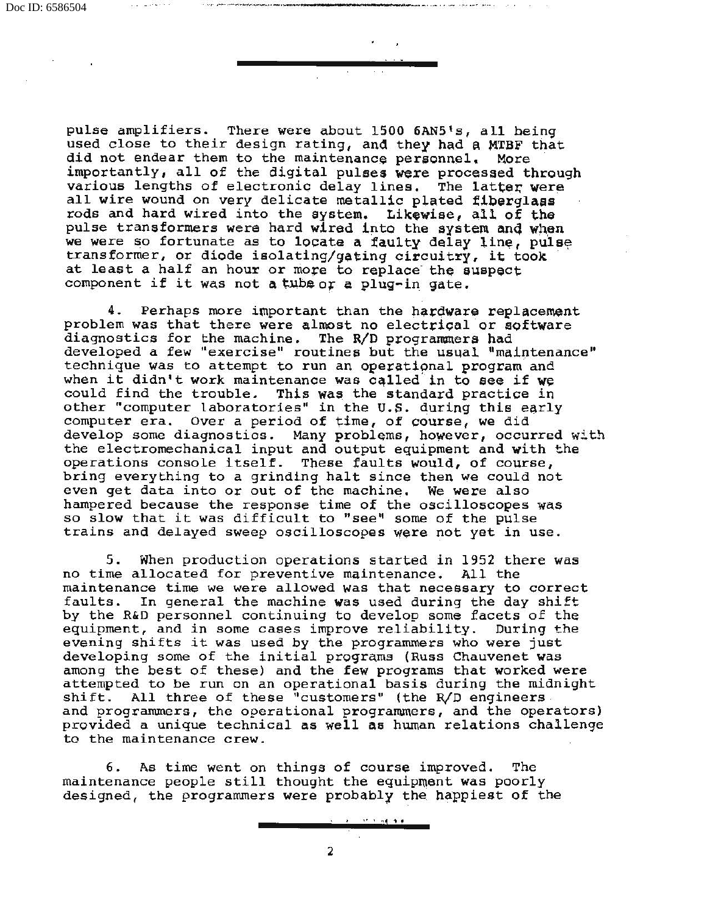pulse amplifiers. There were about 1500 6AN5's, all being used close to their design rating, and they had a MTBF that did not endear them to the maintenance personnel. More importantly, all of the digital pulses were processed through various lengths of electronic delay lines. The latter were all wire wound on very delicate metallic plated fiberglass rods and hard wired into the system. Likewise, all of the pulse transformers were hard wired into the system and when we were so fortunate as to locate a faulty delay line, pulse transformer, or diode isolating/gating circuitry, it took at least a half an hour or more to replace the suspect component if it was not a tube or a plug-in gate.

4. Perhaps more important than the hardware replacement problem was that there were almost no electrical or software diagnostics for the machine. The R/D programmers had developed a few "exercise" routines but the usual "maintenance" technique was to attempt to run an operational program and when it didn't work maintenance was called in to see if we could find the trouble. This was the standard practice in other "computer laboratories" in the U.S. during this early computer era. Over a period of time, of course, we did develop some diagnostics. Many problems, however, occurred with the electromechanical input and output equipment and with the operations console itself. These faults would, of course, bring everything to a grinding halt since then we could not even get data into or out of the machine. We were also hampered because the response time of the oscilloscopes was so slow that it was difficult to "see" some of the pulse trains and delayed sweep oscilloscopes were not yet in use.

5. When production operations started in 1952 there was no time allocated for preventive maintenance. All the maintenance time we were allowed was that necessary to correct faults. In general the machine was used during the day shift by the R&D personnel continuing to develop some facets of the equipment, and in some cases improve reliability. During the evening shifts it was used by the programmers who were just developing some of the initial programs (Russ Chauvenet was among the best of these) and the few programs that worked were attempted to be run on an operational basis during the midnight shift. All three of these "customers" (the R/D engineers and programmers, the operational programmers, and the operators) provided a unique technical as well as human relations challenge to the maintenance crew.

6. As time went on things of course improved. The maintenance people still thought the equipment was poorly designed, the programmers were probably the happiest of the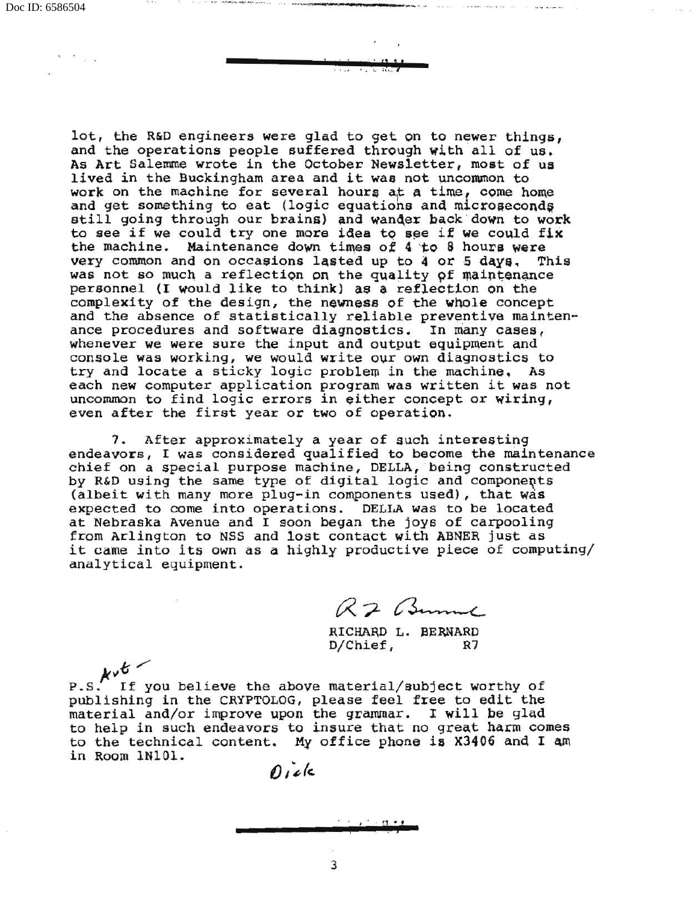lot, the R&D engineers were glad to get on to newer things, and the operations people suffered through with all of us. As Art Salemme wrote in the October Newsletter, most of us lived in the Buckingham area and it was not uncommon to work on the machine for several hours at a time, come home and get something to eat (logic equations and microseconds still going through our brains) and wander back down to work to see if we could try one more idea to see if we could fix the machine. Maintenance down times of 4 to 8 hours were very common and on occasions lasted up to 4 or 5 days. This was not so much a reflection on the quality of maintenance personnel (I would like to think) as a reflection on the complexity of the design, the newness of the whole concept and the absence of statistically reliable preventive maintenance procedures and software diagnostics. In many cases, whenever we were sure the input and output equipment and console was working, we would write our own diagnostics to try and locate a sticky logic problem in the machine. As each new computer application program was written it was not uncommon to find logic errors in either concept or wiring, even after the first year or two of operation.

7. After approximately a year of such interesting endeavors, I was considered qualified to become the maintenance chief on a special purpose machine, DELLA, being constructed by R&D using the same type of digital logic and components (albeit with many more plug-in components used), that was expected to come into operations. DELLA was to be located at Nebraska Avenue and I soon began the joys of carpooling from Arlington to NSS and lost contact with ABNER just as it came into its own as a highly productive piece of computing/analytical equipment.

R L Bernard

RICHARD L. BERNARD
D/Chief, R7

Art -

P.S. If you believe the above material/subject worthy of publishing in the CRYPTOLOG, please feel free to edit the material and/or improve upon the grammar. I will be glad to help in such endeavors to insure that no great harm comes to the technical content. My office phone is X3406 and I am in Room 1N101.

Dick